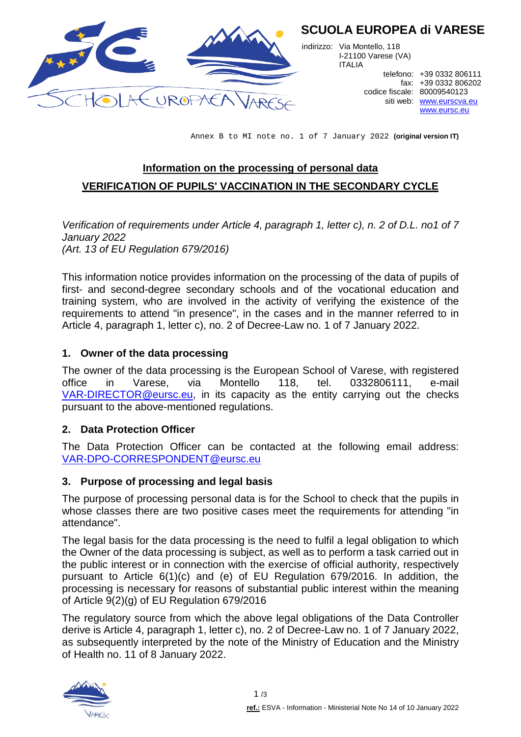## SCUOLA EUROPEA di VARESE

indirizzo: Via Montello, 118
I-21100 Varese (VA)
ITALIA

telefono: +39 0332 806111
fax: +39 0332 806202
codice fiscale: 80009540123
siti web: www.eurscva.eu
www.eursc.eu

Annex B to MI note no. 1 of 7 January 2022 **(original version IT)**

# Information on the processing of personal data

# VERIFICATION OF PUPILS' VACCINATION IN THE SECONDARY CYCLE

*Verification of requirements under Article 4, paragraph 1, letter c), n. 2 of D.L. no1 of 7 January 2022*
*(Art. 13 of EU Regulation 679/2016)*

This information notice provides information on the processing of the data of pupils of first- and second-degree secondary schools and of the vocational education and training system, who are involved in the activity of verifying the existence of the requirements to attend "in presence", in the cases and in the manner referred to in Article 4, paragraph 1, letter c), no. 2 of Decree-Law no. 1 of 7 January 2022.

## 1. Owner of the data processing

The owner of the data processing is the European School of Varese, with registered office in Varese, via Montello 118, tel. 0332806111, e-mail VAR-DIRECTOR@eursc.eu, in its capacity as the entity carrying out the checks pursuant to the above-mentioned regulations.

## 2. Data Protection Officer

The Data Protection Officer can be contacted at the following email address: VAR-DPO-CORRESPONDENT@eursc.eu

## 3. Purpose of processing and legal basis

The purpose of processing personal data is for the School to check that the pupils in whose classes there are two positive cases meet the requirements for attending "in attendance".

The legal basis for the data processing is the need to fulfil a legal obligation to which the Owner of the data processing is subject, as well as to perform a task carried out in the public interest or in connection with the exercise of official authority, respectively pursuant to Article 6(1)(c) and (e) of EU Regulation 679/2016. In addition, the processing is necessary for reasons of substantial public interest within the meaning of Article 9(2)(g) of EU Regulation 679/2016

The regulatory source from which the above legal obligations of the Data Controller derive is Article 4, paragraph 1, letter c), no. 2 of Decree-Law no. 1 of 7 January 2022, as subsequently interpreted by the note of the Ministry of Education and the Ministry of Health no. 11 of 8 January 2022.

**ref.:** ESVA - Information - Ministerial Note No 14 of 10 January 2022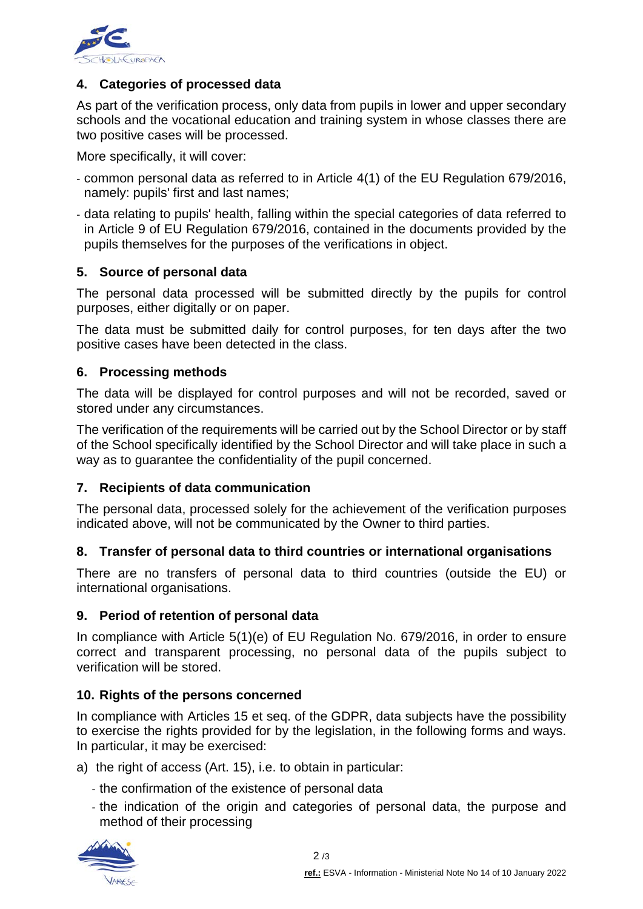## 4. Categories of processed data

As part of the verification process, only data from pupils in lower and upper secondary schools and the vocational education and training system in whose classes there are two positive cases will be processed.

More specifically, it will cover:

- common personal data as referred to in Article 4(1) of the EU Regulation 679/2016, namely: pupils' first and last names;
- data relating to pupils' health, falling within the special categories of data referred to in Article 9 of EU Regulation 679/2016, contained in the documents provided by the pupils themselves for the purposes of the verifications in object.

## 5. Source of personal data

The personal data processed will be submitted directly by the pupils for control purposes, either digitally or on paper.

The data must be submitted daily for control purposes, for ten days after the two positive cases have been detected in the class.

## 6. Processing methods

The data will be displayed for control purposes and will not be recorded, saved or stored under any circumstances.

The verification of the requirements will be carried out by the School Director or by staff of the School specifically identified by the School Director and will take place in such a way as to guarantee the confidentiality of the pupil concerned.

## 7. Recipients of data communication

The personal data, processed solely for the achievement of the verification purposes indicated above, will not be communicated by the Owner to third parties.

## 8. Transfer of personal data to third countries or international organisations

There are no transfers of personal data to third countries (outside the EU) or international organisations.

## 9. Period of retention of personal data

In compliance with Article 5(1)(e) of EU Regulation No. 679/2016, in order to ensure correct and transparent processing, no personal data of the pupils subject to verification will be stored.

## 10. Rights of the persons concerned

In compliance with Articles 15 et seq. of the GDPR, data subjects have the possibility to exercise the rights provided for by the legislation, in the following forms and ways. In particular, it may be exercised:

a) the right of access (Art. 15), i.e. to obtain in particular:
   - the confirmation of the existence of personal data
   - the indication of the origin and categories of personal data, the purpose and method of their processing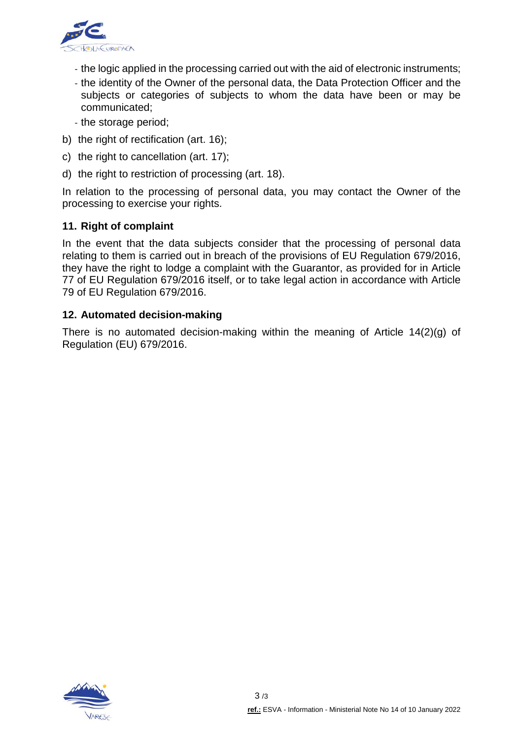- the logic applied in the processing carried out with the aid of electronic instruments;
- the identity of the Owner of the personal data, the Data Protection Officer and the subjects or categories of subjects to whom the data have been or may be communicated;
- the storage period;

b) the right of rectification (art. 16);

c) the right to cancellation (art. 17);

d) the right to restriction of processing (art. 18).

In relation to the processing of personal data, you may contact the Owner of the processing to exercise your rights.

## 11. Right of complaint

In the event that the data subjects consider that the processing of personal data relating to them is carried out in breach of the provisions of EU Regulation 679/2016, they have the right to lodge a complaint with the Guarantor, as provided for in Article 77 of EU Regulation 679/2016 itself, or to take legal action in accordance with Article 79 of EU Regulation 679/2016.

## 12. Automated decision-making

There is no automated decision-making within the meaning of Article 14(2)(g) of Regulation (EU) 679/2016.